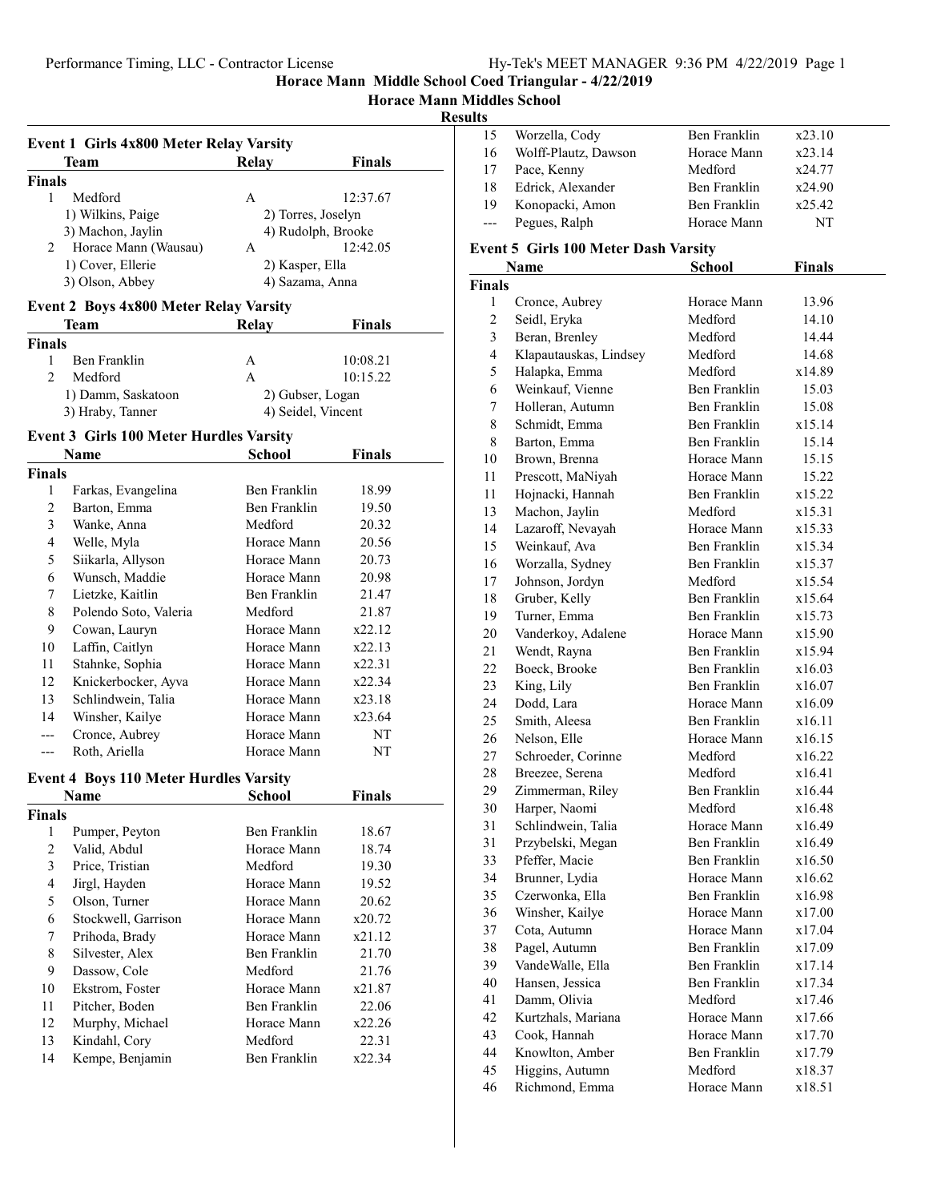# Horace Mann Middle School Coed Triangular - 4/22/2019

## Horace Mann Middles School

### Results

#### Event 1 Girls 4x800 Meter Relay Varsity

| | Team | Relay | Finals |
|---|---|---|---|
| **Finals** | | | |
| 1 | Medford | A | 12:37.67 |
| | 1) Wilkins, Paige | 2) Torres, Joselyn | |
| | 3) Machon, Jaylin | 4) Rudolph, Brooke | |
| 2 | Horace Mann (Wausau) | A | 12:42.05 |
| | 1) Cover, Ellerie | 2) Kasper, Ella | |
| | 3) Olson, Abbey | 4) Sazama, Anna | |

#### Event 2 Boys 4x800 Meter Relay Varsity

| | Team | Relay | Finals |
|---|---|---|---|
| **Finals** | | | |
| 1 | Ben Franklin | A | 10:08.21 |
| 2 | Medford | A | 10:15.22 |
| | 1) Damm, Saskatoon | 2) Gubser, Logan | |
| | 3) Hraby, Tanner | 4) Seidel, Vincent | |

#### Event 3 Girls 100 Meter Hurdles Varsity

| | Name | School | Finals |
|---|---|---|---|
| **Finals** | | | |
| 1 | Farkas, Evangelina | Ben Franklin | 18.99 |
| 2 | Barton, Emma | Ben Franklin | 19.50 |
| 3 | Wanke, Anna | Medford | 20.32 |
| 4 | Welle, Myla | Horace Mann | 20.56 |
| 5 | Siikarla, Allyson | Horace Mann | 20.73 |
| 6 | Wunsch, Maddie | Horace Mann | 20.98 |
| 7 | Lietzke, Kaitlin | Ben Franklin | 21.47 |
| 8 | Polendo Soto, Valeria | Medford | 21.87 |
| 9 | Cowan, Lauryn | Horace Mann | x22.12 |
| 10 | Laffin, Caitlyn | Horace Mann | x22.13 |
| 11 | Stahnke, Sophia | Horace Mann | x22.31 |
| 12 | Knickerbocker, Ayva | Horace Mann | x22.34 |
| 13 | Schlindwein, Talia | Horace Mann | x23.18 |
| 14 | Winsher, Kailye | Horace Mann | x23.64 |
| --- | Cronce, Aubrey | Horace Mann | NT |
| --- | Roth, Ariella | Horace Mann | NT |

#### Event 4 Boys 110 Meter Hurdles Varsity

| | Name | School | Finals |
|---|---|---|---|
| **Finals** | | | |
| 1 | Pumper, Peyton | Ben Franklin | 18.67 |
| 2 | Valid, Abdul | Horace Mann | 18.74 |
| 3 | Price, Tristian | Medford | 19.30 |
| 4 | Jirgl, Hayden | Horace Mann | 19.52 |
| 5 | Olson, Turner | Horace Mann | 20.62 |
| 6 | Stockwell, Garrison | Horace Mann | x20.72 |
| 7 | Prihoda, Brady | Horace Mann | x21.12 |
| 8 | Silvester, Alex | Ben Franklin | 21.70 |
| 9 | Dassow, Cole | Medford | 21.76 |
| 10 | Ekstrom, Foster | Horace Mann | x21.87 |
| 11 | Pitcher, Boden | Ben Franklin | 22.06 |
| 12 | Murphy, Michael | Horace Mann | x22.26 |
| 13 | Kindahl, Cory | Medford | 22.31 |
| 14 | Kempe, Benjamin | Ben Franklin | x22.34 |
| 15 | Worzella, Cody | Ben Franklin | x23.10 |
| 16 | Wolff-Plautz, Dawson | Horace Mann | x23.14 |
| 17 | Pace, Kenny | Medford | x24.77 |
| 18 | Edrick, Alexander | Ben Franklin | x24.90 |
| 19 | Konopacki, Amon | Ben Franklin | x25.42 |
| --- | Pegues, Ralph | Horace Mann | NT |

#### Event 5 Girls 100 Meter Dash Varsity

| | Name | School | Finals |
|---|---|---|---|
| **Finals** | | | |
| 1 | Cronce, Aubrey | Horace Mann | 13.96 |
| 2 | Seidl, Eryka | Medford | 14.10 |
| 3 | Beran, Brenley | Medford | 14.44 |
| 4 | Klapautauskas, Lindsey | Medford | 14.68 |
| 5 | Halapka, Emma | Medford | x14.89 |
| 6 | Weinkauf, Vienne | Ben Franklin | 15.03 |
| 7 | Holleran, Autumn | Ben Franklin | 15.08 |
| 8 | Schmidt, Emma | Ben Franklin | x15.14 |
| 8 | Barton, Emma | Ben Franklin | 15.14 |
| 10 | Brown, Brenna | Horace Mann | 15.15 |
| 11 | Prescott, MaNiyah | Horace Mann | 15.22 |
| 11 | Hojnacki, Hannah | Ben Franklin | x15.22 |
| 13 | Machon, Jaylin | Medford | x15.31 |
| 14 | Lazaroff, Nevayah | Horace Mann | x15.33 |
| 15 | Weinkauf, Ava | Ben Franklin | x15.34 |
| 16 | Worzalla, Sydney | Ben Franklin | x15.37 |
| 17 | Johnson, Jordyn | Medford | x15.54 |
| 18 | Gruber, Kelly | Ben Franklin | x15.64 |
| 19 | Turner, Emma | Ben Franklin | x15.73 |
| 20 | Vanderkoy, Adalene | Horace Mann | x15.90 |
| 21 | Wendt, Rayna | Ben Franklin | x15.94 |
| 22 | Boeck, Brooke | Ben Franklin | x16.03 |
| 23 | King, Lily | Ben Franklin | x16.07 |
| 24 | Dodd, Lara | Horace Mann | x16.09 |
| 25 | Smith, Aleesa | Ben Franklin | x16.11 |
| 26 | Nelson, Elle | Horace Mann | x16.15 |
| 27 | Schroeder, Corinne | Medford | x16.22 |
| 28 | Breezee, Serena | Medford | x16.41 |
| 29 | Zimmerman, Riley | Ben Franklin | x16.44 |
| 30 | Harper, Naomi | Medford | x16.48 |
| 31 | Schlindwein, Talia | Horace Mann | x16.49 |
| 31 | Przybelski, Megan | Ben Franklin | x16.49 |
| 33 | Pfeffer, Macie | Ben Franklin | x16.50 |
| 34 | Brunner, Lydia | Horace Mann | x16.62 |
| 35 | Czerwonka, Ella | Ben Franklin | x16.98 |
| 36 | Winsher, Kailye | Horace Mann | x17.00 |
| 37 | Cota, Autumn | Horace Mann | x17.04 |
| 38 | Pagel, Autumn | Ben Franklin | x17.09 |
| 39 | VandeWalle, Ella | Ben Franklin | x17.14 |
| 40 | Hansen, Jessica | Ben Franklin | x17.34 |
| 41 | Damm, Olivia | Medford | x17.46 |
| 42 | Kurtzhals, Mariana | Horace Mann | x17.66 |
| 43 | Cook, Hannah | Horace Mann | x17.70 |
| 44 | Knowlton, Amber | Ben Franklin | x17.79 |
| 45 | Higgins, Autumn | Medford | x18.37 |
| 46 | Richmond, Emma | Horace Mann | x18.51 |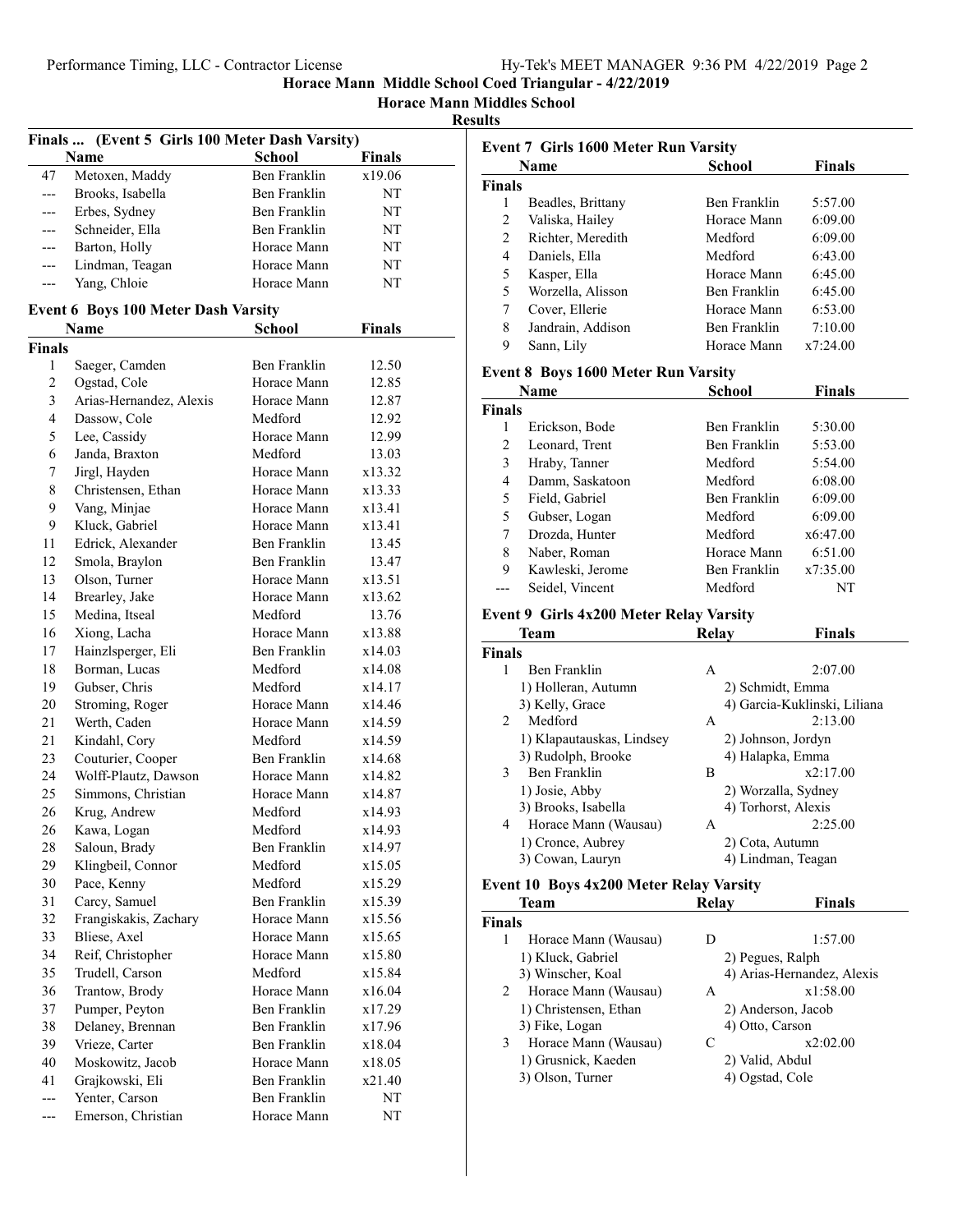# Horace Mann Middle School Coed Triangular - 4/22/2019

## Horace Mann Middles School

## Results

### Finals ... (Event 5 Girls 100 Meter Dash Varsity)

| | Name | School | Finals |
|---|---|---|---|
| 47 | Metoxen, Maddy | Ben Franklin | x19.06 |
| --- | Brooks, Isabella | Ben Franklin | NT |
| --- | Erbes, Sydney | Ben Franklin | NT |
| --- | Schneider, Ella | Ben Franklin | NT |
| --- | Barton, Holly | Horace Mann | NT |
| --- | Lindman, Teagan | Horace Mann | NT |
| --- | Yang, Chloie | Horace Mann | NT |

### Event 6 Boys 100 Meter Dash Varsity

| | Name | School | Finals |
|---|---|---|---|
| **Finals** | | | |
| 1 | Saeger, Camden | Ben Franklin | 12.50 |
| 2 | Ogstad, Cole | Horace Mann | 12.85 |
| 3 | Arias-Hernandez, Alexis | Horace Mann | 12.87 |
| 4 | Dassow, Cole | Medford | 12.92 |
| 5 | Lee, Cassidy | Horace Mann | 12.99 |
| 6 | Janda, Braxton | Medford | 13.03 |
| 7 | Jirgl, Hayden | Horace Mann | x13.32 |
| 8 | Christensen, Ethan | Horace Mann | x13.33 |
| 9 | Vang, Minjae | Horace Mann | x13.41 |
| 9 | Kluck, Gabriel | Horace Mann | x13.41 |
| 11 | Edrick, Alexander | Ben Franklin | 13.45 |
| 12 | Smola, Braylon | Ben Franklin | 13.47 |
| 13 | Olson, Turner | Horace Mann | x13.51 |
| 14 | Brearley, Jake | Horace Mann | x13.62 |
| 15 | Medina, Itseal | Medford | 13.76 |
| 16 | Xiong, Lacha | Horace Mann | x13.88 |
| 17 | Hainzlsperger, Eli | Ben Franklin | x14.03 |
| 18 | Borman, Lucas | Medford | x14.08 |
| 19 | Gubser, Chris | Medford | x14.17 |
| 20 | Stroming, Roger | Horace Mann | x14.46 |
| 21 | Werth, Caden | Horace Mann | x14.59 |
| 21 | Kindahl, Cory | Medford | x14.59 |
| 23 | Couturier, Cooper | Ben Franklin | x14.68 |
| 24 | Wolff-Plautz, Dawson | Horace Mann | x14.82 |
| 25 | Simmons, Christian | Horace Mann | x14.87 |
| 26 | Krug, Andrew | Medford | x14.93 |
| 26 | Kawa, Logan | Medford | x14.93 |
| 28 | Saloun, Brady | Ben Franklin | x14.97 |
| 29 | Klingbeil, Connor | Medford | x15.05 |
| 30 | Pace, Kenny | Medford | x15.29 |
| 31 | Carcy, Samuel | Ben Franklin | x15.39 |
| 32 | Frangiskakis, Zachary | Horace Mann | x15.56 |
| 33 | Bliese, Axel | Horace Mann | x15.65 |
| 34 | Reif, Christopher | Horace Mann | x15.80 |
| 35 | Trudell, Carson | Medford | x15.84 |
| 36 | Trantow, Brody | Horace Mann | x16.04 |
| 37 | Pumper, Peyton | Ben Franklin | x17.29 |
| 38 | Delaney, Brennan | Ben Franklin | x17.96 |
| 39 | Vrieze, Carter | Ben Franklin | x18.04 |
| 40 | Moskowitz, Jacob | Horace Mann | x18.05 |
| 41 | Grajkowski, Eli | Ben Franklin | x21.40 |
| --- | Yenter, Carson | Ben Franklin | NT |
| --- | Emerson, Christian | Horace Mann | NT |

### Event 7 Girls 1600 Meter Run Varsity

| | Name | School | Finals |
|---|---|---|---|
| **Finals** | | | |
| 1 | Beadles, Brittany | Ben Franklin | 5:57.00 |
| 2 | Valiska, Hailey | Horace Mann | 6:09.00 |
| 2 | Richter, Meredith | Medford | 6:09.00 |
| 4 | Daniels, Ella | Medford | 6:43.00 |
| 5 | Kasper, Ella | Horace Mann | 6:45.00 |
| 5 | Worzella, Alisson | Ben Franklin | 6:45.00 |
| 7 | Cover, Ellerie | Horace Mann | 6:53.00 |
| 8 | Jandrain, Addison | Ben Franklin | 7:10.00 |
| 9 | Sann, Lily | Horace Mann | x7:24.00 |

### Event 8 Boys 1600 Meter Run Varsity

| | Name | School | Finals |
|---|---|---|---|
| **Finals** | | | |
| 1 | Erickson, Bode | Ben Franklin | 5:30.00 |
| 2 | Leonard, Trent | Ben Franklin | 5:53.00 |
| 3 | Hraby, Tanner | Medford | 5:54.00 |
| 4 | Damm, Saskatoon | Medford | 6:08.00 |
| 5 | Field, Gabriel | Ben Franklin | 6:09.00 |
| 5 | Gubser, Logan | Medford | 6:09.00 |
| 7 | Drozda, Hunter | Medford | x6:47.00 |
| 8 | Naber, Roman | Horace Mann | 6:51.00 |
| 9 | Kawleski, Jerome | Ben Franklin | x7:35.00 |
| --- | Seidel, Vincent | Medford | NT |

### Event 9 Girls 4x200 Meter Relay Varsity

| | Team | Relay | Finals |
|---|---|---|---|
| **Finals** | | | |
| 1 | Ben Franklin | A | 2:07.00 |
| | 1) Holleran, Autumn | 2) Schmidt, Emma | |
| | 3) Kelly, Grace | 4) Garcia-Kuklinski, Liliana | |
| 2 | Medford | A | 2:13.00 |
| | 1) Klapautauskas, Lindsey | 2) Johnson, Jordyn | |
| | 3) Rudolph, Brooke | 4) Halapka, Emma | |
| 3 | Ben Franklin | B | x2:17.00 |
| | 1) Josie, Abby | 2) Worzalla, Sydney | |
| | 3) Brooks, Isabella | 4) Torhorst, Alexis | |
| 4 | Horace Mann (Wausau) | A | 2:25.00 |
| | 1) Cronce, Aubrey | 2) Cota, Autumn | |
| | 3) Cowan, Lauryn | 4) Lindman, Teagan | |

### Event 10 Boys 4x200 Meter Relay Varsity

| | Team | Relay | Finals |
|---|---|---|---|
| **Finals** | | | |
| 1 | Horace Mann (Wausau) | D | 1:57.00 |
| | 1) Kluck, Gabriel | 2) Pegues, Ralph | |
| | 3) Winscher, Koal | 4) Arias-Hernandez, Alexis | |
| 2 | Horace Mann (Wausau) | A | x1:58.00 |
| | 1) Christensen, Ethan | 2) Anderson, Jacob | |
| | 3) Fike, Logan | 4) Otto, Carson | |
| 3 | Horace Mann (Wausau) | C | x2:02.00 |
| | 1) Grusnick, Kaeden | 2) Valid, Abdul | |
| | 3) Olson, Turner | 4) Ogstad, Cole | |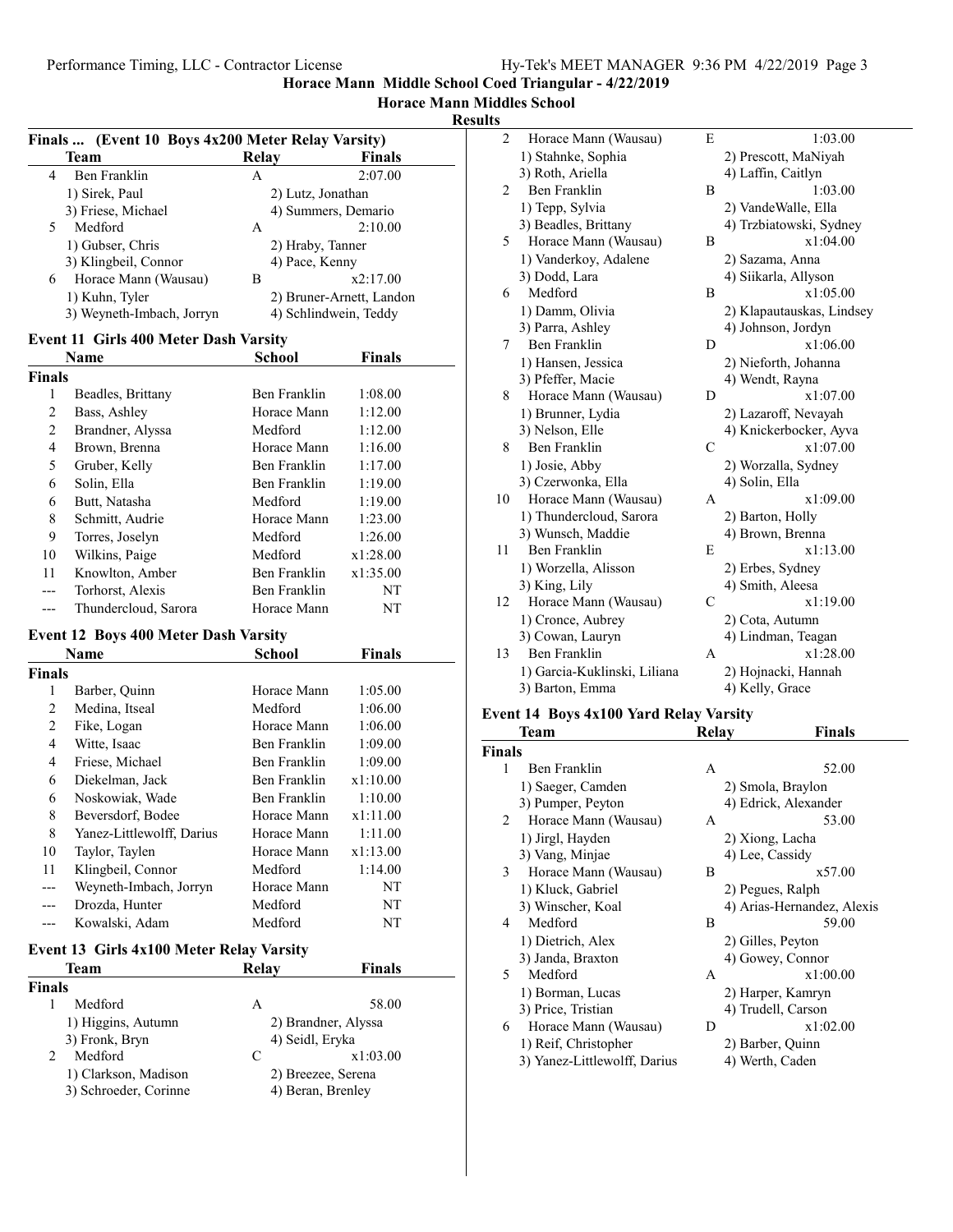Horace Mann Middle School Coed Triangular - 4/22/2019

Horace Mann Middles School

Results

## Finals ... (Event 10 Boys 4x200 Meter Relay Varsity)

| | Team | Relay | Finals |
|---|---|---|---|
| 4 | Ben Franklin | A | 2:07.00 |
| | 1) Sirek, Paul | 2) Lutz, Jonathan | |
| | 3) Friese, Michael | 4) Summers, Demario | |
| 5 | Medford | A | 2:10.00 |
| | 1) Gubser, Chris | 2) Hraby, Tanner | |
| | 3) Klingbeil, Connor | 4) Pace, Kenny | |
| 6 | Horace Mann (Wausau) | B | x2:17.00 |
| | 1) Kuhn, Tyler | 2) Bruner-Arnett, Landon | |
| | 3) Weyneth-Imbach, Jorryn | 4) Schlindwein, Teddy | |

## Event 11 Girls 400 Meter Dash Varsity

| | Name | School | Finals |
|---|---|---|---|
| **Finals** | | | |
| 1 | Beadles, Brittany | Ben Franklin | 1:08.00 |
| 2 | Bass, Ashley | Horace Mann | 1:12.00 |
| 2 | Brandner, Alyssa | Medford | 1:12.00 |
| 4 | Brown, Brenna | Horace Mann | 1:16.00 |
| 5 | Gruber, Kelly | Ben Franklin | 1:17.00 |
| 6 | Solin, Ella | Ben Franklin | 1:19.00 |
| 6 | Butt, Natasha | Medford | 1:19.00 |
| 8 | Schmitt, Audrie | Horace Mann | 1:23.00 |
| 9 | Torres, Joselyn | Medford | 1:26.00 |
| 10 | Wilkins, Paige | Medford | x1:28.00 |
| 11 | Knowlton, Amber | Ben Franklin | x1:35.00 |
| --- | Torhorst, Alexis | Ben Franklin | NT |
| --- | Thundercloud, Sarora | Horace Mann | NT |

## Event 12 Boys 400 Meter Dash Varsity

| | Name | School | Finals |
|---|---|---|---|
| **Finals** | | | |
| 1 | Barber, Quinn | Horace Mann | 1:05.00 |
| 2 | Medina, Itseal | Medford | 1:06.00 |
| 2 | Fike, Logan | Horace Mann | 1:06.00 |
| 4 | Witte, Isaac | Ben Franklin | 1:09.00 |
| 4 | Friese, Michael | Ben Franklin | 1:09.00 |
| 6 | Diekelman, Jack | Ben Franklin | x1:10.00 |
| 6 | Noskowiak, Wade | Ben Franklin | 1:10.00 |
| 8 | Beversdorf, Bodee | Horace Mann | x1:11.00 |
| 8 | Yanez-Littlewolff, Darius | Horace Mann | 1:11.00 |
| 10 | Taylor, Taylen | Horace Mann | x1:13.00 |
| 11 | Klingbeil, Connor | Medford | 1:14.00 |
| --- | Weyneth-Imbach, Jorryn | Horace Mann | NT |
| --- | Drozda, Hunter | Medford | NT |
| --- | Kowalski, Adam | Medford | NT |

## Event 13 Girls 4x100 Meter Relay Varsity

| | Team | Relay | Finals |
|---|---|---|---|
| **Finals** | | | |
| 1 | Medford | A | 58.00 |
| | 1) Higgins, Autumn | 2) Brandner, Alyssa | |
| | 3) Fronk, Bryn | 4) Seidl, Eryka | |
| 2 | Medford | C | x1:03.00 |
| | 1) Clarkson, Madison | 2) Breezee, Serena | |
| | 3) Schroeder, Corinne | 4) Beran, Brenley | |
| 2 | Horace Mann (Wausau) | E | 1:03.00 |
| | 1) Stahnke, Sophia | 2) Prescott, MaNiyah | |
| | 3) Roth, Ariella | 4) Laffin, Caitlyn | |
| 2 | Ben Franklin | B | 1:03.00 |
| | 1) Tepp, Sylvia | 2) VandeWalle, Ella | |
| | 3) Beadles, Brittany | 4) Trzbiatowski, Sydney | |
| 5 | Horace Mann (Wausau) | B | x1:04.00 |
| | 1) Vanderkoy, Adalene | 2) Sazama, Anna | |
| | 3) Dodd, Lara | 4) Siikarla, Allyson | |
| 6 | Medford | B | x1:05.00 |
| | 1) Damm, Olivia | 2) Klapautauskas, Lindsey | |
| | 3) Parra, Ashley | 4) Johnson, Jordyn | |
| 7 | Ben Franklin | D | x1:06.00 |
| | 1) Hansen, Jessica | 2) Nieforth, Johanna | |
| | 3) Pfeffer, Macie | 4) Wendt, Rayna | |
| 8 | Horace Mann (Wausau) | D | x1:07.00 |
| | 1) Brunner, Lydia | 2) Lazaroff, Nevayah | |
| | 3) Nelson, Elle | 4) Knickerbocker, Ayva | |
| 8 | Ben Franklin | C | x1:07.00 |
| | 1) Josie, Abby | 2) Worzalla, Sydney | |
| | 3) Czerwonka, Ella | 4) Solin, Ella | |
| 10 | Horace Mann (Wausau) | A | x1:09.00 |
| | 1) Thundercloud, Sarora | 2) Barton, Holly | |
| | 3) Wunsch, Maddie | 4) Brown, Brenna | |
| 11 | Ben Franklin | E | x1:13.00 |
| | 1) Worzella, Alisson | 2) Erbes, Sydney | |
| | 3) King, Lily | 4) Smith, Aleesa | |
| 12 | Horace Mann (Wausau) | C | x1:19.00 |
| | 1) Cronce, Aubrey | 2) Cota, Autumn | |
| | 3) Cowan, Lauryn | 4) Lindman, Teagan | |
| 13 | Ben Franklin | A | x1:28.00 |
| | 1) Garcia-Kuklinski, Liliana | 2) Hojnacki, Hannah | |
| | 3) Barton, Emma | 4) Kelly, Grace | |

## Event 14 Boys 4x100 Yard Relay Varsity

| | Team | Relay | Finals |
|---|---|---|---|
| **Finals** | | | |
| 1 | Ben Franklin | A | 52.00 |
| | 1) Saeger, Camden | 2) Smola, Braylon | |
| | 3) Pumper, Peyton | 4) Edrick, Alexander | |
| 2 | Horace Mann (Wausau) | A | 53.00 |
| | 1) Jirgl, Hayden | 2) Xiong, Lacha | |
| | 3) Vang, Minjae | 4) Lee, Cassidy | |
| 3 | Horace Mann (Wausau) | B | x57.00 |
| | 1) Kluck, Gabriel | 2) Pegues, Ralph | |
| | 3) Winscher, Koal | 4) Arias-Hernandez, Alexis | |
| 4 | Medford | B | 59.00 |
| | 1) Dietrich, Alex | 2) Gilles, Peyton | |
| | 3) Janda, Braxton | 4) Gowey, Connor | |
| 5 | Medford | A | x1:00.00 |
| | 1) Borman, Lucas | 2) Harper, Kamryn | |
| | 3) Price, Tristian | 4) Trudell, Carson | |
| 6 | Horace Mann (Wausau) | D | x1:02.00 |
| | 1) Reif, Christopher | 2) Barber, Quinn | |
| | 3) Yanez-Littlewolff, Darius | 4) Werth, Caden | |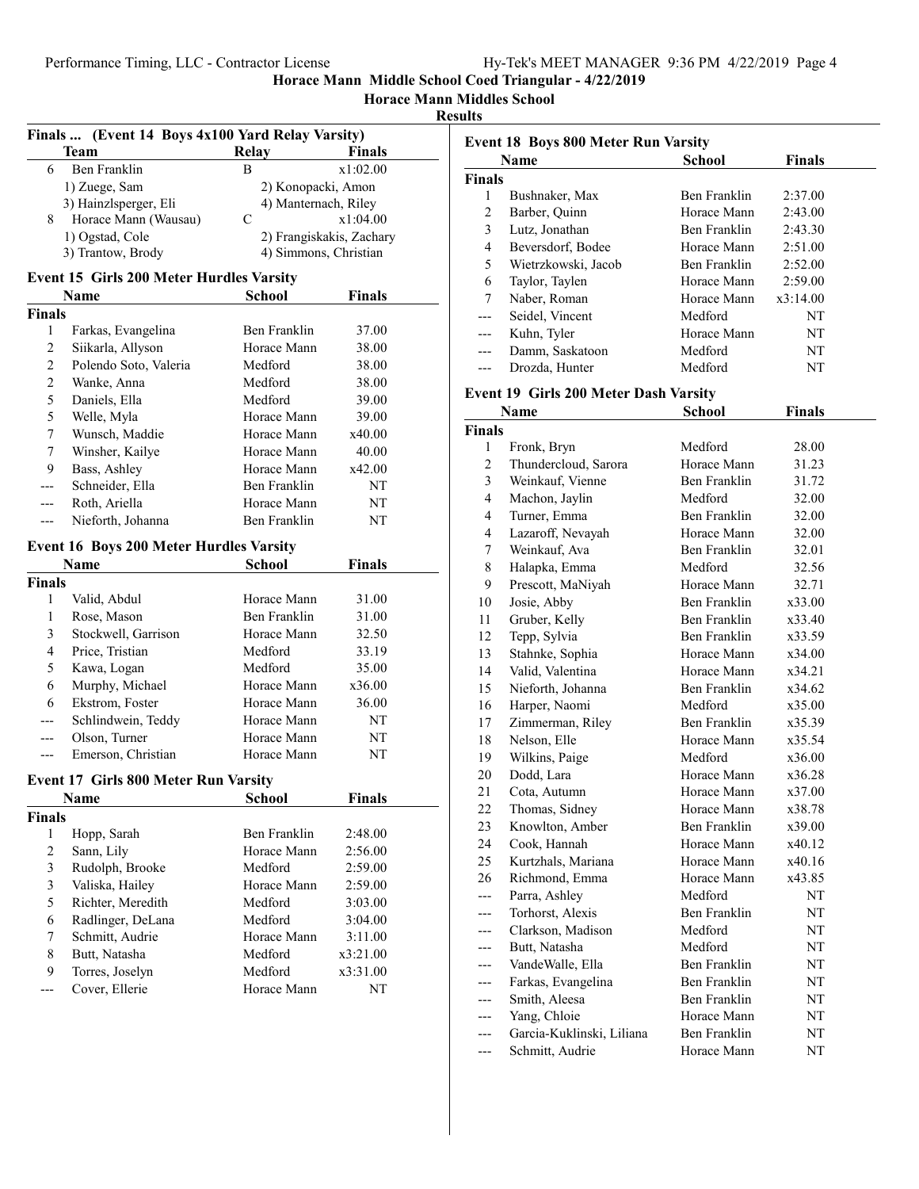# Horace Mann Middle School Coed Triangular - 4/22/2019

## Horace Mann Middles School

### Results

**Finals ... (Event 14 Boys 4x100 Yard Relay Varsity)**

| | Team | Relay | Finals |
|---|---|---|---|
| 6 | Ben Franklin | B | x1:02.00 |
| | 1) Zuege, Sam | 2) Konopacki, Amon | |
| | 3) Hainzlsperger, Eli | 4) Manternach, Riley | |
| 8 | Horace Mann (Wausau) | C | x1:04.00 |
| | 1) Ogstad, Cole | 2) Frangiskakis, Zachary | |
| | 3) Trantow, Brody | 4) Simmons, Christian | |

**Event 15 Girls 200 Meter Hurdles Varsity**

| | Name | School | Finals |
|---|---|---|---|
| **Finals** | | | |
| 1 | Farkas, Evangelina | Ben Franklin | 37.00 |
| 2 | Siikarla, Allyson | Horace Mann | 38.00 |
| 2 | Polendo Soto, Valeria | Medford | 38.00 |
| 2 | Wanke, Anna | Medford | 38.00 |
| 5 | Daniels, Ella | Medford | 39.00 |
| 5 | Welle, Myla | Horace Mann | 39.00 |
| 7 | Wunsch, Maddie | Horace Mann | x40.00 |
| 7 | Winsher, Kailye | Horace Mann | 40.00 |
| 9 | Bass, Ashley | Horace Mann | x42.00 |
| --- | Schneider, Ella | Ben Franklin | NT |
| --- | Roth, Ariella | Horace Mann | NT |
| --- | Nieforth, Johanna | Ben Franklin | NT |

**Event 16 Boys 200 Meter Hurdles Varsity**

| | Name | School | Finals |
|---|---|---|---|
| **Finals** | | | |
| 1 | Valid, Abdul | Horace Mann | 31.00 |
| 1 | Rose, Mason | Ben Franklin | 31.00 |
| 3 | Stockwell, Garrison | Horace Mann | 32.50 |
| 4 | Price, Tristian | Medford | 33.19 |
| 5 | Kawa, Logan | Medford | 35.00 |
| 6 | Murphy, Michael | Horace Mann | x36.00 |
| 6 | Ekstrom, Foster | Horace Mann | 36.00 |
| --- | Schlindwein, Teddy | Horace Mann | NT |
| --- | Olson, Turner | Horace Mann | NT |
| --- | Emerson, Christian | Horace Mann | NT |

**Event 17 Girls 800 Meter Run Varsity**

| | Name | School | Finals |
|---|---|---|---|
| **Finals** | | | |
| 1 | Hopp, Sarah | Ben Franklin | 2:48.00 |
| 2 | Sann, Lily | Horace Mann | 2:56.00 |
| 3 | Rudolph, Brooke | Medford | 2:59.00 |
| 3 | Valiska, Hailey | Horace Mann | 2:59.00 |
| 5 | Richter, Meredith | Medford | 3:03.00 |
| 6 | Radlinger, DeLana | Medford | 3:04.00 |
| 7 | Schmitt, Audrie | Horace Mann | 3:11.00 |
| 8 | Butt, Natasha | Medford | x3:21.00 |
| 9 | Torres, Joselyn | Medford | x3:31.00 |
| --- | Cover, Ellerie | Horace Mann | NT |

**Event 18 Boys 800 Meter Run Varsity**

| | Name | School | Finals |
|---|---|---|---|
| **Finals** | | | |
| 1 | Bushnaker, Max | Ben Franklin | 2:37.00 |
| 2 | Barber, Quinn | Horace Mann | 2:43.00 |
| 3 | Lutz, Jonathan | Ben Franklin | 2:43.30 |
| 4 | Beversdorf, Bodee | Horace Mann | 2:51.00 |
| 5 | Wietrzkowski, Jacob | Ben Franklin | 2:52.00 |
| 6 | Taylor, Taylen | Horace Mann | 2:59.00 |
| 7 | Naber, Roman | Horace Mann | x3:14.00 |
| --- | Seidel, Vincent | Medford | NT |
| --- | Kuhn, Tyler | Horace Mann | NT |
| --- | Damm, Saskatoon | Medford | NT |
| --- | Drozda, Hunter | Medford | NT |

**Event 19 Girls 200 Meter Dash Varsity**

| | Name | School | Finals |
|---|---|---|---|
| **Finals** | | | |
| 1 | Fronk, Bryn | Medford | 28.00 |
| 2 | Thundercloud, Sarora | Horace Mann | 31.23 |
| 3 | Weinkauf, Vienne | Ben Franklin | 31.72 |
| 4 | Machon, Jaylin | Medford | 32.00 |
| 4 | Turner, Emma | Ben Franklin | 32.00 |
| 4 | Lazaroff, Nevayah | Horace Mann | 32.00 |
| 7 | Weinkauf, Ava | Ben Franklin | 32.01 |
| 8 | Halapka, Emma | Medford | 32.56 |
| 9 | Prescott, MaNiyah | Horace Mann | 32.71 |
| 10 | Josie, Abby | Ben Franklin | x33.00 |
| 11 | Gruber, Kelly | Ben Franklin | x33.40 |
| 12 | Tepp, Sylvia | Ben Franklin | x33.59 |
| 13 | Stahnke, Sophia | Horace Mann | x34.00 |
| 14 | Valid, Valentina | Horace Mann | x34.21 |
| 15 | Nieforth, Johanna | Ben Franklin | x34.62 |
| 16 | Harper, Naomi | Medford | x35.00 |
| 17 | Zimmerman, Riley | Ben Franklin | x35.39 |
| 18 | Nelson, Elle | Horace Mann | x35.54 |
| 19 | Wilkins, Paige | Medford | x36.00 |
| 20 | Dodd, Lara | Horace Mann | x36.28 |
| 21 | Cota, Autumn | Horace Mann | x37.00 |
| 22 | Thomas, Sidney | Horace Mann | x38.78 |
| 23 | Knowlton, Amber | Ben Franklin | x39.00 |
| 24 | Cook, Hannah | Horace Mann | x40.12 |
| 25 | Kurtzhals, Mariana | Horace Mann | x40.16 |
| 26 | Richmond, Emma | Horace Mann | x43.85 |
| --- | Parra, Ashley | Medford | NT |
| --- | Torhorst, Alexis | Ben Franklin | NT |
| --- | Clarkson, Madison | Medford | NT |
| --- | Butt, Natasha | Medford | NT |
| --- | VandeWalle, Ella | Ben Franklin | NT |
| --- | Farkas, Evangelina | Ben Franklin | NT |
| --- | Smith, Aleesa | Ben Franklin | NT |
| --- | Yang, Chloie | Horace Mann | NT |
| --- | Garcia-Kuklinski, Liliana | Ben Franklin | NT |
| --- | Schmitt, Audrie | Horace Mann | NT |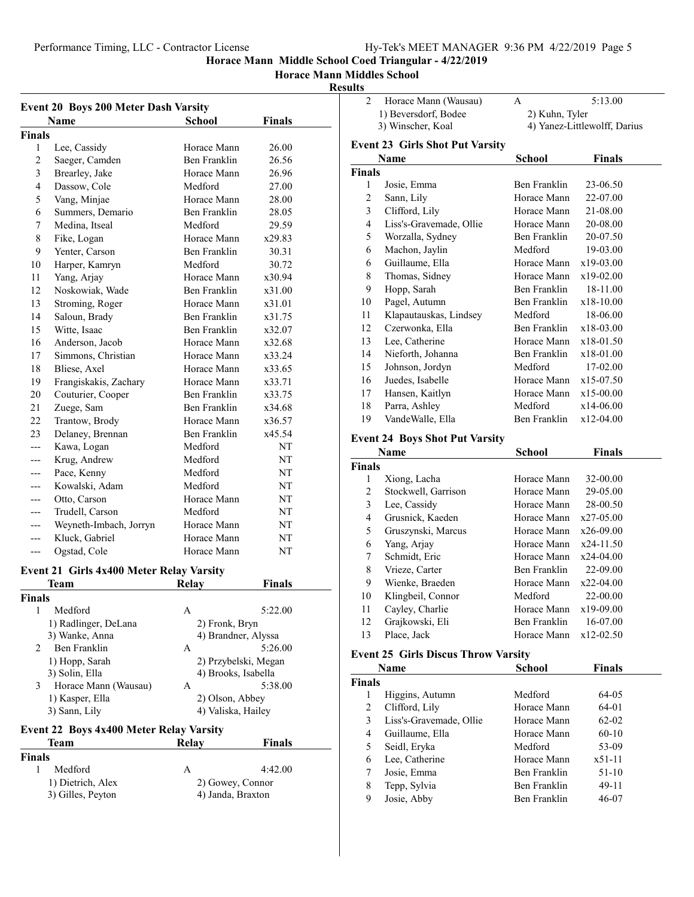# Horace Mann Middle School Coed Triangular - 4/22/2019

## Horace Mann Middles School

## Results

### Event 20 Boys 200 Meter Dash Varsity

| | Name | School | Finals |
|---|---|---|---|
| **Finals** | | | |
| 1 | Lee, Cassidy | Horace Mann | 26.00 |
| 2 | Saeger, Camden | Ben Franklin | 26.56 |
| 3 | Brearley, Jake | Horace Mann | 26.96 |
| 4 | Dassow, Cole | Medford | 27.00 |
| 5 | Vang, Minjae | Horace Mann | 28.00 |
| 6 | Summers, Demario | Ben Franklin | 28.05 |
| 7 | Medina, Itseal | Medford | 29.59 |
| 8 | Fike, Logan | Horace Mann | x29.83 |
| 9 | Yenter, Carson | Ben Franklin | 30.31 |
| 10 | Harper, Kamryn | Medford | 30.72 |
| 11 | Yang, Arjay | Horace Mann | x30.94 |
| 12 | Noskowiak, Wade | Ben Franklin | x31.00 |
| 13 | Stroming, Roger | Horace Mann | x31.01 |
| 14 | Saloun, Brady | Ben Franklin | x31.75 |
| 15 | Witte, Isaac | Ben Franklin | x32.07 |
| 16 | Anderson, Jacob | Horace Mann | x32.68 |
| 17 | Simmons, Christian | Horace Mann | x33.24 |
| 18 | Bliese, Axel | Horace Mann | x33.65 |
| 19 | Frangiskakis, Zachary | Horace Mann | x33.71 |
| 20 | Couturier, Cooper | Ben Franklin | x33.75 |
| 21 | Zuege, Sam | Ben Franklin | x34.68 |
| 22 | Trantow, Brody | Horace Mann | x36.57 |
| 23 | Delaney, Brennan | Ben Franklin | x45.54 |
| --- | Kawa, Logan | Medford | NT |
| --- | Krug, Andrew | Medford | NT |
| --- | Pace, Kenny | Medford | NT |
| --- | Kowalski, Adam | Medford | NT |
| --- | Otto, Carson | Horace Mann | NT |
| --- | Trudell, Carson | Medford | NT |
| --- | Weyneth-Imbach, Jorryn | Horace Mann | NT |
| --- | Kluck, Gabriel | Horace Mann | NT |
| --- | Ogstad, Cole | Horace Mann | NT |

### Event 21 Girls 4x400 Meter Relay Varsity

| | Team | Relay | Finals |
|---|---|---|---|
| **Finals** | | | |
| 1 | Medford | A | 5:22.00 |
| | 1) Radlinger, DeLana | 2) Fronk, Bryn | |
| | 3) Wanke, Anna | 4) Brandner, Alyssa | |
| 2 | Ben Franklin | A | 5:26.00 |
| | 1) Hopp, Sarah | 2) Przybelski, Megan | |
| | 3) Solin, Ella | 4) Brooks, Isabella | |
| 3 | Horace Mann (Wausau) | A | 5:38.00 |
| | 1) Kasper, Ella | 2) Olson, Abbey | |
| | 3) Sann, Lily | 4) Valiska, Hailey | |

### Event 22 Boys 4x400 Meter Relay Varsity

| | Team | Relay | Finals |
|---|---|---|---|
| **Finals** | | | |
| 1 | Medford | A | 4:42.00 |
| | 1) Dietrich, Alex | 2) Gowey, Connor | |
| | 3) Gilles, Peyton | 4) Janda, Braxton | |
| 2 | Horace Mann (Wausau) | A | 5:13.00 |
| | 1) Beversdorf, Bodee | 2) Kuhn, Tyler | |
| | 3) Winscher, Koal | 4) Yanez-Littlewolff, Darius | |

### Event 23 Girls Shot Put Varsity

| | Name | School | Finals |
|---|---|---|---|
| **Finals** | | | |
| 1 | Josie, Emma | Ben Franklin | 23-06.50 |
| 2 | Sann, Lily | Horace Mann | 22-07.00 |
| 3 | Clifford, Lily | Horace Mann | 21-08.00 |
| 4 | Liss's-Gravemade, Ollie | Horace Mann | 20-08.00 |
| 5 | Worzalla, Sydney | Ben Franklin | 20-07.50 |
| 6 | Machon, Jaylin | Medford | 19-03.00 |
| 6 | Guillaume, Ella | Horace Mann | x19-03.00 |
| 8 | Thomas, Sidney | Horace Mann | x19-02.00 |
| 9 | Hopp, Sarah | Ben Franklin | 18-11.00 |
| 10 | Pagel, Autumn | Ben Franklin | x18-10.00 |
| 11 | Klapautauskas, Lindsey | Medford | 18-06.00 |
| 12 | Czerwonka, Ella | Ben Franklin | x18-03.00 |
| 13 | Lee, Catherine | Horace Mann | x18-01.50 |
| 14 | Nieforth, Johanna | Ben Franklin | x18-01.00 |
| 15 | Johnson, Jordyn | Medford | 17-02.00 |
| 16 | Juedes, Isabelle | Horace Mann | x15-07.50 |
| 17 | Hansen, Kaitlyn | Horace Mann | x15-00.00 |
| 18 | Parra, Ashley | Medford | x14-06.00 |
| 19 | VandeWalle, Ella | Ben Franklin | x12-04.00 |

### Event 24 Boys Shot Put Varsity

| | Name | School | Finals |
|---|---|---|---|
| **Finals** | | | |
| 1 | Xiong, Lacha | Horace Mann | 32-00.00 |
| 2 | Stockwell, Garrison | Horace Mann | 29-05.00 |
| 3 | Lee, Cassidy | Horace Mann | 28-00.50 |
| 4 | Grusnick, Kaeden | Horace Mann | x27-05.00 |
| 5 | Gruszynski, Marcus | Horace Mann | x26-09.00 |
| 6 | Yang, Arjay | Horace Mann | x24-11.50 |
| 7 | Schmidt, Eric | Horace Mann | x24-04.00 |
| 8 | Vrieze, Carter | Ben Franklin | 22-09.00 |
| 9 | Wienke, Braeden | Horace Mann | x22-04.00 |
| 10 | Klingbeil, Connor | Medford | 22-00.00 |
| 11 | Cayley, Charlie | Horace Mann | x19-09.00 |
| 12 | Grajkowski, Eli | Ben Franklin | 16-07.00 |
| 13 | Place, Jack | Horace Mann | x12-02.50 |

### Event 25 Girls Discus Throw Varsity

| | Name | School | Finals |
|---|---|---|---|
| **Finals** | | | |
| 1 | Higgins, Autumn | Medford | 64-05 |
| 2 | Clifford, Lily | Horace Mann | 64-01 |
| 3 | Liss's-Gravemade, Ollie | Horace Mann | 62-02 |
| 4 | Guillaume, Ella | Horace Mann | 60-10 |
| 5 | Seidl, Eryka | Medford | 53-09 |
| 6 | Lee, Catherine | Horace Mann | x51-11 |
| 7 | Josie, Emma | Ben Franklin | 51-10 |
| 8 | Tepp, Sylvia | Ben Franklin | 49-11 |
| 9 | Josie, Abby | Ben Franklin | 46-07 |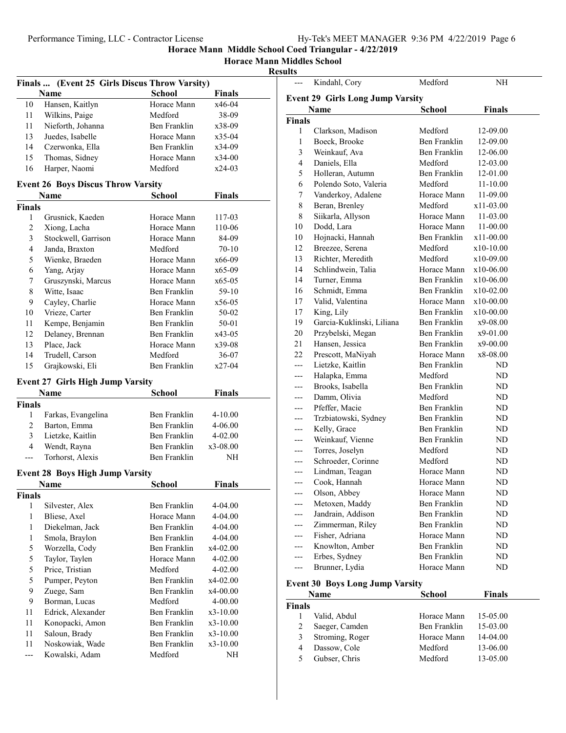**Horace Mann Middle School Coed Triangular - 4/22/2019**

**Horace Mann Middles School**

**Results**

### Finals ... (Event 25 Girls Discus Throw Varsity)

| | Name | School | Finals |
|---|---|---|---|
| 10 | Hansen, Kaitlyn | Horace Mann | x46-04 |
| 11 | Wilkins, Paige | Medford | 38-09 |
| 11 | Nieforth, Johanna | Ben Franklin | x38-09 |
| 13 | Juedes, Isabelle | Horace Mann | x35-04 |
| 14 | Czerwonka, Ella | Ben Franklin | x34-09 |
| 15 | Thomas, Sidney | Horace Mann | x34-00 |
| 16 | Harper, Naomi | Medford | x24-03 |

### Event 26 Boys Discus Throw Varsity

| | Name | School | Finals |
|---|---|---|---|
| **Finals** | | | |
| 1 | Grusnick, Kaeden | Horace Mann | 117-03 |
| 2 | Xiong, Lacha | Horace Mann | 110-06 |
| 3 | Stockwell, Garrison | Horace Mann | 84-09 |
| 4 | Janda, Braxton | Medford | 70-10 |
| 5 | Wienke, Braeden | Horace Mann | x66-09 |
| 6 | Yang, Arjay | Horace Mann | x65-09 |
| 7 | Gruszynski, Marcus | Horace Mann | x65-05 |
| 8 | Witte, Isaac | Ben Franklin | 59-10 |
| 9 | Cayley, Charlie | Horace Mann | x56-05 |
| 10 | Vrieze, Carter | Ben Franklin | 50-02 |
| 11 | Kempe, Benjamin | Ben Franklin | 50-01 |
| 12 | Delaney, Brennan | Ben Franklin | x43-05 |
| 13 | Place, Jack | Horace Mann | x39-08 |
| 14 | Trudell, Carson | Medford | 36-07 |
| 15 | Grajkowski, Eli | Ben Franklin | x27-04 |

### Event 27 Girls High Jump Varsity

| | Name | School | Finals |
|---|---|---|---|
| **Finals** | | | |
| 1 | Farkas, Evangelina | Ben Franklin | 4-10.00 |
| 2 | Barton, Emma | Ben Franklin | 4-06.00 |
| 3 | Lietzke, Kaitlin | Ben Franklin | 4-02.00 |
| 4 | Wendt, Rayna | Ben Franklin | x3-08.00 |
| --- | Torhorst, Alexis | Ben Franklin | NH |

### Event 28 Boys High Jump Varsity

| | Name | School | Finals |
|---|---|---|---|
| **Finals** | | | |
| 1 | Silvester, Alex | Ben Franklin | 4-04.00 |
| 1 | Bliese, Axel | Horace Mann | 4-04.00 |
| 1 | Diekelman, Jack | Ben Franklin | 4-04.00 |
| 1 | Smola, Braylon | Ben Franklin | 4-04.00 |
| 5 | Worzella, Cody | Ben Franklin | x4-02.00 |
| 5 | Taylor, Taylen | Horace Mann | 4-02.00 |
| 5 | Price, Tristian | Medford | 4-02.00 |
| 5 | Pumper, Peyton | Ben Franklin | x4-02.00 |
| 9 | Zuege, Sam | Ben Franklin | x4-00.00 |
| 9 | Borman, Lucas | Medford | 4-00.00 |
| 11 | Edrick, Alexander | Ben Franklin | x3-10.00 |
| 11 | Konopacki, Amon | Ben Franklin | x3-10.00 |
| 11 | Saloun, Brady | Ben Franklin | x3-10.00 |
| 11 | Noskowiak, Wade | Ben Franklin | x3-10.00 |
| --- | Kowalski, Adam | Medford | NH |
| --- | Kindahl, Cory | Medford | NH |

### Event 29 Girls Long Jump Varsity

| | Name | School | Finals |
|---|---|---|---|
| **Finals** | | | |
| 1 | Clarkson, Madison | Medford | 12-09.00 |
| 1 | Boeck, Brooke | Ben Franklin | 12-09.00 |
| 3 | Weinkauf, Ava | Ben Franklin | 12-06.00 |
| 4 | Daniels, Ella | Medford | 12-03.00 |
| 5 | Holleran, Autumn | Ben Franklin | 12-01.00 |
| 6 | Polendo Soto, Valeria | Medford | 11-10.00 |
| 7 | Vanderkoy, Adalene | Horace Mann | 11-09.00 |
| 8 | Beran, Brenley | Medford | x11-03.00 |
| 8 | Siikarla, Allyson | Horace Mann | 11-03.00 |
| 10 | Dodd, Lara | Horace Mann | 11-00.00 |
| 10 | Hojnacki, Hannah | Ben Franklin | x11-00.00 |
| 12 | Breezee, Serena | Medford | x10-10.00 |
| 13 | Richter, Meredith | Medford | x10-09.00 |
| 14 | Schlindwein, Talia | Horace Mann | x10-06.00 |
| 14 | Turner, Emma | Ben Franklin | x10-06.00 |
| 16 | Schmidt, Emma | Ben Franklin | x10-02.00 |
| 17 | Valid, Valentina | Horace Mann | x10-00.00 |
| 17 | King, Lily | Ben Franklin | x10-00.00 |
| 19 | Garcia-Kuklinski, Liliana | Ben Franklin | x9-08.00 |
| 20 | Przybelski, Megan | Ben Franklin | x9-01.00 |
| 21 | Hansen, Jessica | Ben Franklin | x9-00.00 |
| 22 | Prescott, MaNiyah | Horace Mann | x8-08.00 |
| --- | Lietzke, Kaitlin | Ben Franklin | ND |
| --- | Halapka, Emma | Medford | ND |
| --- | Brooks, Isabella | Ben Franklin | ND |
| --- | Damm, Olivia | Medford | ND |
| --- | Pfeffer, Macie | Ben Franklin | ND |
| --- | Trzbiatowski, Sydney | Ben Franklin | ND |
| --- | Kelly, Grace | Ben Franklin | ND |
| --- | Weinkauf, Vienne | Ben Franklin | ND |
| --- | Torres, Joselyn | Medford | ND |
| --- | Schroeder, Corinne | Medford | ND |
| --- | Lindman, Teagan | Horace Mann | ND |
| --- | Cook, Hannah | Horace Mann | ND |
| --- | Olson, Abbey | Horace Mann | ND |
| --- | Metoxen, Maddy | Ben Franklin | ND |
| --- | Jandrain, Addison | Ben Franklin | ND |
| --- | Zimmerman, Riley | Ben Franklin | ND |
| --- | Fisher, Adriana | Horace Mann | ND |
| --- | Knowlton, Amber | Ben Franklin | ND |
| --- | Erbes, Sydney | Ben Franklin | ND |
| --- | Brunner, Lydia | Horace Mann | ND |

### Event 30 Boys Long Jump Varsity

| | Name | School | Finals |
|---|---|---|---|
| **Finals** | | | |
| 1 | Valid, Abdul | Horace Mann | 15-05.00 |
| 2 | Saeger, Camden | Ben Franklin | 15-03.00 |
| 3 | Stroming, Roger | Horace Mann | 14-04.00 |
| 4 | Dassow, Cole | Medford | 13-06.00 |
| 5 | Gubser, Chris | Medford | 13-05.00 |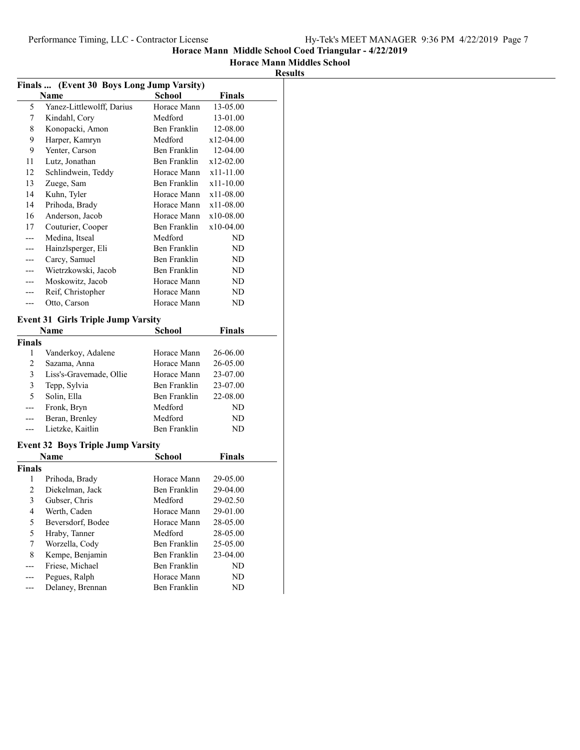## Horace Mann Middle School Coed Triangular - 4/22/2019

### Horace Mann Middles School

### Results

**Finals ... (Event 30 Boys Long Jump Varsity)**

| | Name | School | Finals |
|---|---|---|---|
| 5 | Yanez-Littlewolff, Darius | Horace Mann | 13-05.00 |
| 7 | Kindahl, Cory | Medford | 13-01.00 |
| 8 | Konopacki, Amon | Ben Franklin | 12-08.00 |
| 9 | Harper, Kamryn | Medford | x12-04.00 |
| 9 | Yenter, Carson | Ben Franklin | 12-04.00 |
| 11 | Lutz, Jonathan | Ben Franklin | x12-02.00 |
| 12 | Schlindwein, Teddy | Horace Mann | x11-11.00 |
| 13 | Zuege, Sam | Ben Franklin | x11-10.00 |
| 14 | Kuhn, Tyler | Horace Mann | x11-08.00 |
| 14 | Prihoda, Brady | Horace Mann | x11-08.00 |
| 16 | Anderson, Jacob | Horace Mann | x10-08.00 |
| 17 | Couturier, Cooper | Ben Franklin | x10-04.00 |
| --- | Medina, Itseal | Medford | ND |
| --- | Hainzlsperger, Eli | Ben Franklin | ND |
| --- | Carcy, Samuel | Ben Franklin | ND |
| --- | Wietrzkowski, Jacob | Ben Franklin | ND |
| --- | Moskowitz, Jacob | Horace Mann | ND |
| --- | Reif, Christopher | Horace Mann | ND |
| --- | Otto, Carson | Horace Mann | ND |

**Event 31 Girls Triple Jump Varsity**

| | Name | School | Finals |
|---|---|---|---|
| **Finals** | | | |
| 1 | Vanderkoy, Adalene | Horace Mann | 26-06.00 |
| 2 | Sazama, Anna | Horace Mann | 26-05.00 |
| 3 | Liss's-Gravemade, Ollie | Horace Mann | 23-07.00 |
| 3 | Tepp, Sylvia | Ben Franklin | 23-07.00 |
| 5 | Solin, Ella | Ben Franklin | 22-08.00 |
| --- | Fronk, Bryn | Medford | ND |
| --- | Beran, Brenley | Medford | ND |
| --- | Lietzke, Kaitlin | Ben Franklin | ND |

**Event 32 Boys Triple Jump Varsity**

| | Name | School | Finals |
|---|---|---|---|
| **Finals** | | | |
| 1 | Prihoda, Brady | Horace Mann | 29-05.00 |
| 2 | Diekelman, Jack | Ben Franklin | 29-04.00 |
| 3 | Gubser, Chris | Medford | 29-02.50 |
| 4 | Werth, Caden | Horace Mann | 29-01.00 |
| 5 | Beversdorf, Bodee | Horace Mann | 28-05.00 |
| 5 | Hraby, Tanner | Medford | 28-05.00 |
| 7 | Worzella, Cody | Ben Franklin | 25-05.00 |
| 8 | Kempe, Benjamin | Ben Franklin | 23-04.00 |
| --- | Friese, Michael | Ben Franklin | ND |
| --- | Pegues, Ralph | Horace Mann | ND |
| --- | Delaney, Brennan | Ben Franklin | ND |